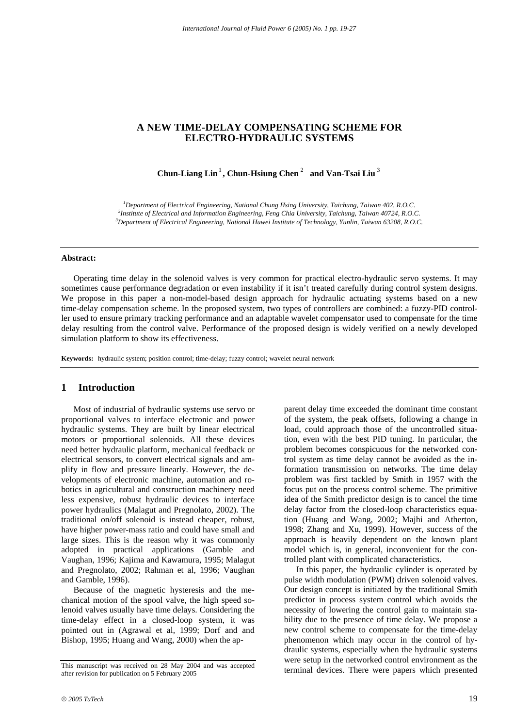# A NEW TIME-DELAY COMPENSATING SCHEME FOR ELECTRO-HYDRAULIC SYSTEMS

**Chun-Liang Lin** [1] **, Chun-Hsiung Chen** [2] **and Van-Tsai Liu** [3]

[1] *Department of Electrical Engineering, National Chung Hsing University, Taichung, Taiwan 402, R.O.C.*
[2] *Institute of Electrical and Information Engineering, Feng Chia University, Taichung, Taiwan 40724, R.O.C.*
[3] *Department of Electrical Engineering, National Huwei Institute of Technology, Yunlin, Taiwan 63208, R.O.C.*

---

**Abstract:**

Operating time delay in the solenoid valves is very common for practical electro-hydraulic servo systems. It may sometimes cause performance degradation or even instability if it isn't treated carefully during control system designs. We propose in this paper a non-model-based design approach for hydraulic actuating systems based on a new time-delay compensation scheme. In the proposed system, two types of controllers are combined: a fuzzy-PID controller used to ensure primary tracking performance and an adaptable wavelet compensator used to compensate for the time delay resulting from the control valve. Performance of the proposed design is widely verified on a newly developed simulation platform to show its effectiveness.

**Keywords:** hydraulic system; position control; time-delay; fuzzy control; wavelet neural network

---

## 1 Introduction

Most of industrial of hydraulic systems use servo or proportional valves to interface electronic and power hydraulic systems. They are built by linear electrical motors or proportional solenoids. All these devices need better hydraulic platform, mechanical feedback or electrical sensors, to convert electrical signals and amplify in flow and pressure linearly. However, the developments of electronic machine, automation and robotics in agricultural and construction machinery need less expensive, robust hydraulic devices to interface power hydraulics (Malagut and Pregnolato, 2002). The traditional on/off solenoid is instead cheaper, robust, have higher power-mass ratio and could have small and large sizes. This is the reason why it was commonly adopted in practical applications (Gamble and Vaughan, 1996; Kajima and Kawamura, 1995; Malagut and Pregnolato, 2002; Rahman et al, 1996; Vaughan and Gamble, 1996).

Because of the magnetic hysteresis and the mechanical motion of the spool valve, the high speed solenoid valves usually have time delays. Considering the time-delay effect in a closed-loop system, it was pointed out in (Agrawal et al, 1999; Dorf and and Bishop, 1995; Huang and Wang, 2000) when the apparent delay time exceeded the dominant time constant of the system, the peak offsets, following a change in load, could approach those of the uncontrolled situation, even with the best PID tuning. In particular, the problem becomes conspicuous for the networked control system as time delay cannot be avoided as the information transmission on networks. The time delay problem was first tackled by Smith in 1957 with the focus put on the process control scheme. The primitive idea of the Smith predictor design is to cancel the time delay factor from the closed-loop characteristics equation (Huang and Wang, 2002; Majhi and Atherton, 1998; Zhang and Xu, 1999). However, success of the approach is heavily dependent on the known plant model which is, in general, inconvenient for the controlled plant with complicated characteristics.

In this paper, the hydraulic cylinder is operated by pulse width modulation (PWM) driven solenoid valves. Our design concept is initiated by the traditional Smith predictor in process system control which avoids the necessity of lowering the control gain to maintain stability due to the presence of time delay. We propose a new control scheme to compensate for the time-delay phenomenon which may occur in the control of hydraulic systems, especially when the hydraulic systems were setup in the networked control environment as the terminal devices. There were papers which presented

---

This manuscript was received on 28 May 2004 and was accepted after revision for publication on 5 February 2005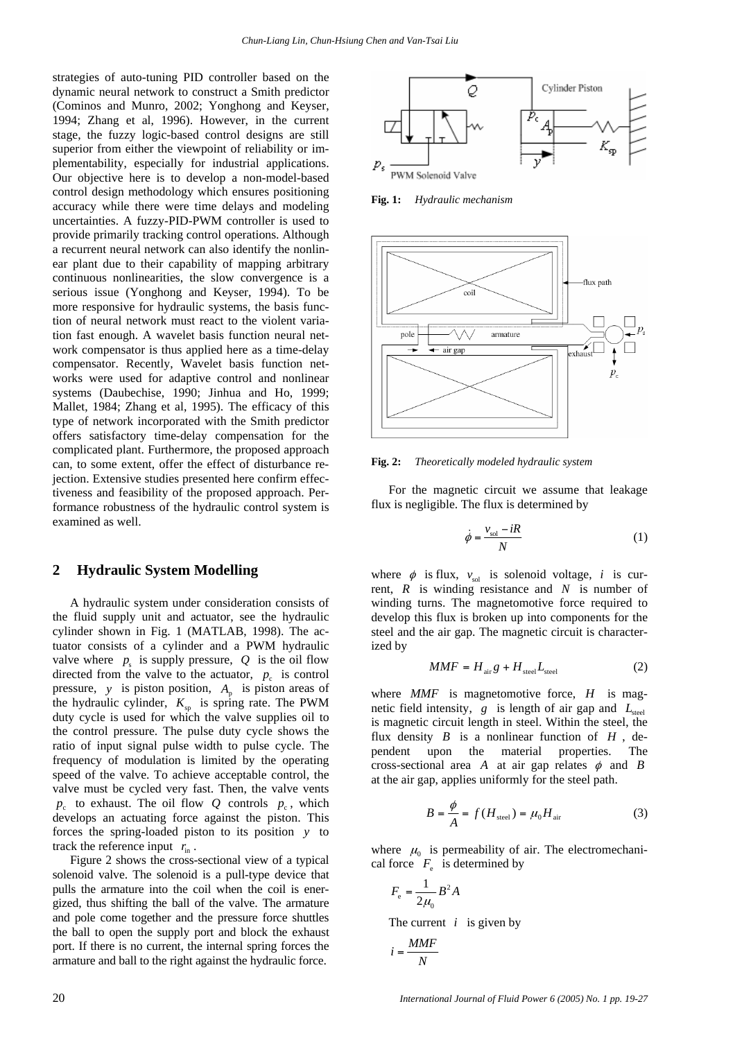strategies of auto-tuning PID controller based on the dynamic neural network to construct a Smith predictor (Cominos and Munro, 2002; Yonghong and Keyser, 1994; Zhang et al, 1996). However, in the current stage, the fuzzy logic-based control designs are still superior from either the viewpoint of reliability or implementability, especially for industrial applications. Our objective here is to develop a non-model-based control design methodology which ensures positioning accuracy while there were time delays and modeling uncertainties. A fuzzy-PID-PWM controller is used to provide primarily tracking control operations. Although a recurrent neural network can also identify the nonlinear plant due to their capability of mapping arbitrary continuous nonlinearities, the slow convergence is a serious issue (Yonghong and Keyser, 1994). To be more responsive for hydraulic systems, the basis function of neural network must react to the violent variation fast enough. A wavelet basis function neural network compensator is thus applied here as a time-delay compensator. Recently, Wavelet basis function networks were used for adaptive control and nonlinear systems (Daubechise, 1990; Jinhua and Ho, 1999; Mallet, 1984; Zhang et al, 1995). The efficacy of this type of network incorporated with the Smith predictor offers satisfactory time-delay compensation for the complicated plant. Furthermore, the proposed approach can, to some extent, offer the effect of disturbance rejection. Extensive studies presented here confirm effectiveness and feasibility of the proposed approach. Performance robustness of the hydraulic control system is examined as well.

## 2 Hydraulic System Modelling

A hydraulic system under consideration consists of the fluid supply unit and actuator, see the hydraulic cylinder shown in Fig. 1 (MATLAB, 1998). The actuator consists of a cylinder and a PWM hydraulic valve where $p_s$ is supply pressure, $Q$ is the oil flow directed from the valve to the actuator, $p_c$ is control pressure, $y$ is piston position, $A_p$ is piston areas of the hydraulic cylinder, $K_{sp}$ is spring rate. The PWM duty cycle is used for which the valve supplies oil to the control pressure. The pulse duty cycle shows the ratio of input signal pulse width to pulse cycle. The frequency of modulation is limited by the operating speed of the valve. To achieve acceptable control, the valve must be cycled very fast. Then, the valve vents $p_c$ to exhaust. The oil flow $Q$ controls $p_c$, which develops an actuating force against the piston. This forces the spring-loaded piston to its position $y$ to track the reference input $r_{in}$.

Figure 2 shows the cross-sectional view of a typical solenoid valve. The solenoid is a pull-type device that pulls the armature into the coil when the coil is energized, thus shifting the ball of the valve. The armature and pole come together and the pressure force shuttles the ball to open the supply port and block the exhaust port. If there is no current, the internal spring forces the armature and ball to the right against the hydraulic force.

**Fig. 1:** *Hydraulic mechanism*

**Fig. 2:** *Theoretically modeled hydraulic system*

For the magnetic circuit we assume that leakage flux is negligible. The flux is determined by

$$\dot{\phi} = \frac{v_{sol} - iR}{N} \tag{1}$$

where $\phi$ is flux, $v_{sol}$ is solenoid voltage, $i$ is current, $R$ is winding resistance and $N$ is number of winding turns. The magnetomotive force required to develop this flux is broken up into components for the steel and the air gap. The magnetic circuit is characterized by

$$MMF = H_{air}g + H_{steel}L_{steel} \tag{2}$$

where $MMF$ is magnetomotive force, $H$ is magnetic field intensity, $g$ is length of air gap and $L_{steel}$ is magnetic circuit length in steel. Within the steel, the flux density $B$ is a nonlinear function of $H$, dependent upon the material properties. The cross-sectional area $A$ at air gap relates $\phi$ and $B$ at the air gap, applies uniformly for the steel path.

$$B = \frac{\phi}{A} = f(H_{steel}) = \mu_0 H_{air} \tag{3}$$

where $\mu_0$ is permeability of air. The electromechanical force $F_e$ is determined by

$$F_e = \frac{1}{2\mu_0}B^2 A$$

The current $i$ is given by

$$i = \frac{MMF}{N}$$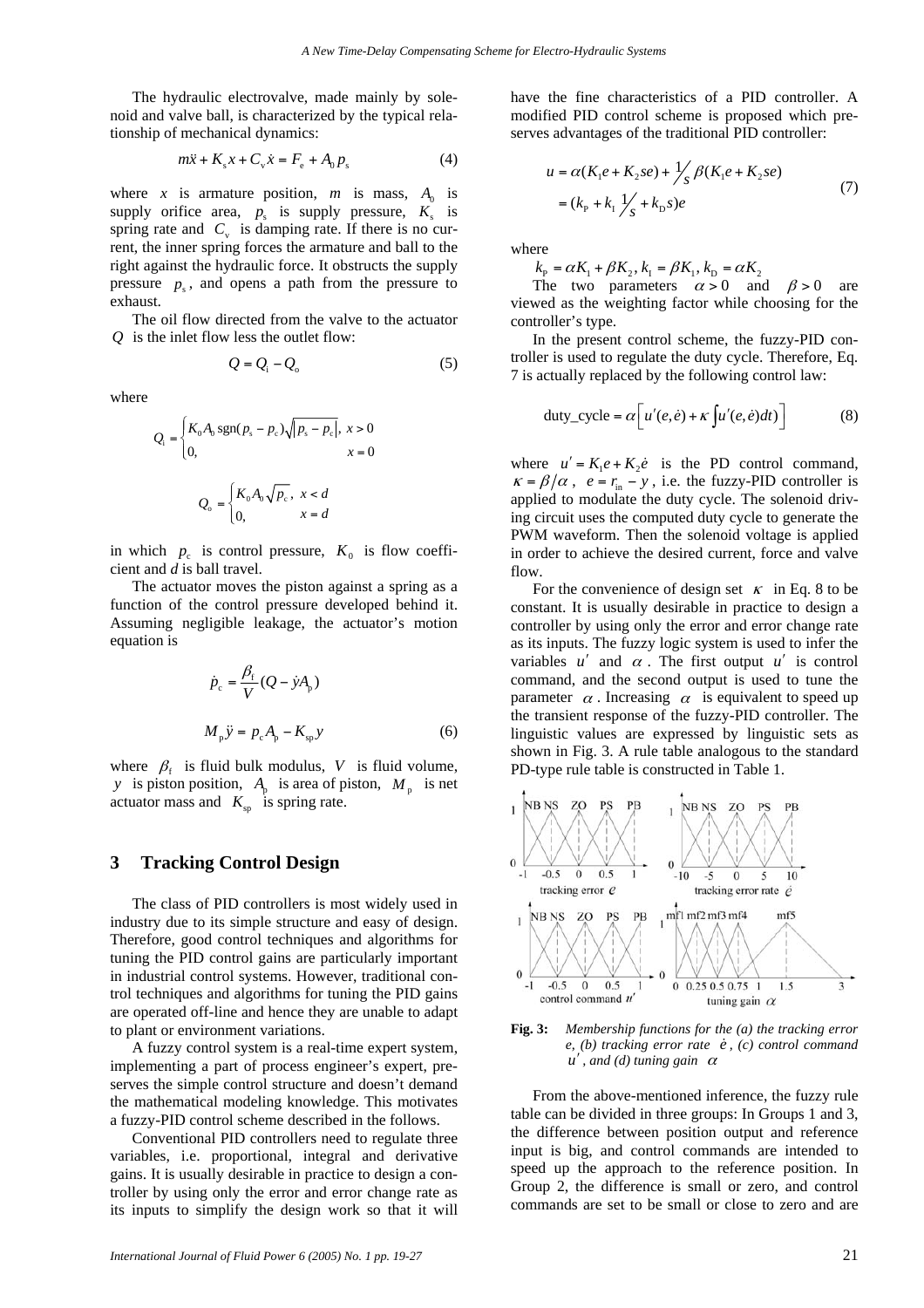The hydraulic electrovalve, made mainly by solenoid and valve ball, is characterized by the typical relationship of mechanical dynamics:

$$m\ddot{x} + K_s x + C_v \dot{x} = F_e + A_0 p_s \tag{4}$$

where $x$ is armature position, $m$ is mass, $A_0$ is supply orifice area, $p_s$ is supply pressure, $K_s$ is spring rate and $C_v$ is damping rate. If there is no current, the inner spring forces the armature and ball to the right against the hydraulic force. It obstructs the supply pressure $p_s$, and opens a path from the pressure to exhaust.

The oil flow directed from the valve to the actuator $Q$ is the inlet flow less the outlet flow:

$$Q = Q_i - Q_o \tag{5}$$

where

$$Q_i = \begin{cases} K_0 A_0 \,\mathrm{sgn}(p_s - p_c)\sqrt{|p_s - p_c|}, & x > 0 \\ 0, & x = 0 \end{cases}$$

$$Q_o = \begin{cases} K_0 A_0 \sqrt{p_c}, & x < d \\ 0, & x = d \end{cases}$$

in which $p_c$ is control pressure, $K_0$ is flow coefficient and $d$ is ball travel.

The actuator moves the piston against a spring as a function of the control pressure developed behind it. Assuming negligible leakage, the actuator's motion equation is

$$\dot{p}_c = \frac{\beta_f}{V}(Q - \dot{y}A_p)$$

$$M_p \ddot{y} = p_c A_p - K_{sp} y \tag{6}$$

where $\beta_f$ is fluid bulk modulus, $V$ is fluid volume, $y$ is piston position, $A_p$ is area of piston, $M_p$ is net actuator mass and $K_{sp}$ is spring rate.

## 3 Tracking Control Design

The class of PID controllers is most widely used in industry due to its simple structure and easy of design. Therefore, good control techniques and algorithms for tuning the PID control gains are particularly important in industrial control systems. However, traditional control techniques and algorithms for tuning the PID gains are operated off-line and hence they are unable to adapt to plant or environment variations.

A fuzzy control system is a real-time expert system, implementing a part of process engineer's expert, preserves the simple control structure and doesn't demand the mathematical modeling knowledge. This motivates a fuzzy-PID control scheme described in the follows.

Conventional PID controllers need to regulate three variables, i.e. proportional, integral and derivative gains. It is usually desirable in practice to design a controller by using only the error and error change rate as its inputs to simplify the design work so that it will have the fine characteristics of a PID controller. A modified PID control scheme is proposed which preserves advantages of the traditional PID controller:

$$\begin{aligned} u &= \alpha(K_1 e + K_2 se) + \frac{1}{s}\beta(K_1 e + K_2 se) \\ &= (k_P + k_I \frac{1}{s} + k_D s)e \end{aligned} \tag{7}$$

where

$k_P = \alpha K_1 + \beta K_2$, $k_I = \beta K_1$, $k_D = \alpha K_2$

The two parameters $\alpha > 0$ and $\beta > 0$ are viewed as the weighting factor while choosing for the controller's type.

In the present control scheme, the fuzzy-PID controller is used to regulate the duty cycle. Therefore, Eq. 7 is actually replaced by the following control law:

$$\text{duty\_cycle} = \alpha\left[u'(e,\dot{e}) + \kappa \int u'(e,\dot{e})dt)\right] \tag{8}$$

where $u' = K_1 e + K_2 \dot{e}$ is the PD control command, $\kappa = \beta/\alpha$, $e = r_{in} - y$, i.e. the fuzzy-PID controller is applied to modulate the duty cycle. The solenoid driving circuit uses the computed duty cycle to generate the PWM waveform. Then the solenoid voltage is applied in order to achieve the desired current, force and valve flow.

For the convenience of design set $\kappa$ in Eq. 8 to be constant. It is usually desirable in practice to design a controller by using only the error and error change rate as its inputs. The fuzzy logic system is used to infer the variables $u'$ and $\alpha$. The first output $u'$ is control command, and the second output is used to tune the parameter $\alpha$. Increasing $\alpha$ is equivalent to speed up the transient response of the fuzzy-PID controller. The linguistic values are expressed by linguistic sets as shown in Fig. 3. A rule table analogous to the standard PD-type rule table is constructed in Table 1.

**Fig. 3:** *Membership functions for the (a) the tracking error $e$, (b) tracking error rate $\dot{e}$, (c) control command $u'$, and (d) tuning gain $\alpha$*

From the above-mentioned inference, the fuzzy rule table can be divided in three groups: In Groups 1 and 3, the difference between position output and reference input is big, and control commands are intended to speed up the approach to the reference position. In Group 2, the difference is small or zero, and control commands are set to be small or close to zero and are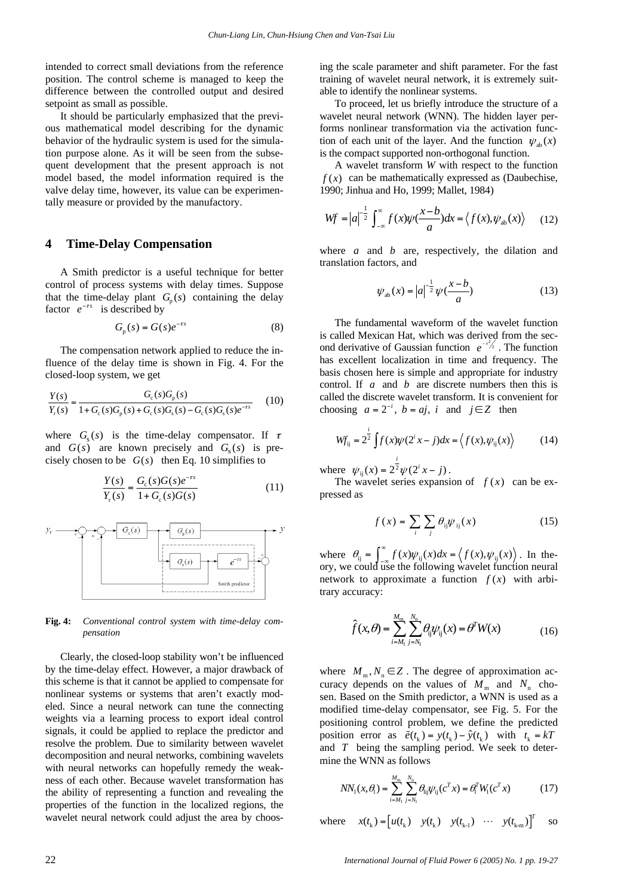intended to correct small deviations from the reference position. The control scheme is managed to keep the difference between the controlled output and desired setpoint as small as possible.

It should be particularly emphasized that the previous mathematical model describing for the dynamic behavior of the hydraulic system is used for the simulation purpose alone. As it will be seen from the subsequent development that the present approach is not model based, the model information required is the valve delay time, however, its value can be experimentally measure or provided by the manufactory.

## 4 Time-Delay Compensation

A Smith predictor is a useful technique for better control of process systems with delay times. Suppose that the time-delay plant $G_p(s)$ containing the delay factor $e^{-\tau s}$ is described by

$$G_p(s) = G(s)e^{-\tau s} \tag{8}$$

The compensation network applied to reduce the influence of the delay time is shown in Fig. 4. For the closed-loop system, we get

$$\frac{Y(s)}{Y_r(s)} = \frac{G_c(s)G_p(s)}{1 + G_c(s)G_p(s) + G_c(s)G_s(s) - G_c(s)G_s(s)e^{-\tau s}} \tag{10}$$

where $G_s(s)$ is the time-delay compensator. If $\tau$ and $G(s)$ are known precisely and $G_s(s)$ is precisely chosen to be $G(s)$ then Eq. 10 simplifies to

$$\frac{Y(s)}{Y_r(s)} = \frac{G_c(s)G(s)e^{-\tau s}}{1 + G_c(s)G(s)} \tag{11}$$

**Fig. 4:** *Conventional control system with time-delay compensation*

Clearly, the closed-loop stability won't be influenced by the time-delay effect. However, a major drawback of this scheme is that it cannot be applied to compensate for nonlinear systems or systems that aren't exactly modeled. Since a neural network can tune the connecting weights via a learning process to export ideal control signals, it could be applied to replace the predictor and resolve the problem. Due to similarity between wavelet decomposition and neural networks, combining wavelets with neural networks can hopefully remedy the weakness of each other. Because wavelet transformation has the ability of representing a function and revealing the properties of the function in the localized regions, the wavelet neural network could adjust the area by choosing the scale parameter and shift parameter. For the fast training of wavelet neural network, it is extremely suitable to identify the nonlinear systems.

To proceed, let us briefly introduce the structure of a wavelet neural network (WNN). The hidden layer performs nonlinear transformation via the activation function of each unit of the layer. And the function $\psi_{ab}(x)$ is the compact supported non-orthogonal function.

A wavelet transform $W$ with respect to the function $f(x)$ can be mathematically expressed as (Daubechise, 1990; Jinhua and Ho, 1999; Mallet, 1984)

$$Wf = |a|^{-\frac{1}{2}} \int_{-\infty}^{\infty} f(x)\psi(\frac{x-b}{a})dx = \langle f(x), \psi_{ab}(x) \rangle \tag{12}$$

where $a$ and $b$ are, respectively, the dilation and translation factors, and

$$\psi_{ab}(x) = |a|^{-\frac{1}{2}} \psi(\frac{x-b}{a}) \tag{13}$$

The fundamental waveform of the wavelet function is called Mexican Hat, which was derived from the second derivative of Gaussian function $e^{-x^2/2}$. The function has excellent localization in time and frequency. The basis chosen here is simple and appropriate for industry control. If $a$ and $b$ are discrete numbers then this is called the discrete wavelet transform. It is convenient for choosing $a = 2^{-i}$, $b = aj$, $i$ and $j \in Z$ then

$$Wf_{ij} = 2^{\frac{i}{2}} \int f(x)\psi(2^i x - j)dx = \langle f(x), \psi_{ij}(x) \rangle \tag{14}$$

where $\psi_{ij}(x) = 2^{\frac{i}{2}} \psi(2^i x - j)$.

The wavelet series expansion of $f(x)$ can be expressed as

$$f(x) = \sum_i \sum_j \theta_{ij} \psi_{ij}(x) \tag{15}$$

where $\theta_{ij} = \int_{-\infty}^{\infty} f(x)\psi_{ij}(x)dx = \langle f(x), \psi_{ij}(x) \rangle$. In theory, we could use the following wavelet function neural network to approximate a function $f(x)$ with arbitrary accuracy:

$$\hat{f}(x,\theta) = \sum_{i=M_1}^{M_m} \sum_{j=N_1}^{N_n} \theta_{ij}\psi_{ij}(x) = \theta^T W(x) \tag{16}$$

where $M_m, N_n \in Z$. The degree of approximation accuracy depends on the values of $M_m$ and $N_n$ chosen. Based on the Smith predictor, a WNN is used as a modified time-delay compensator, see Fig. 5. For the positioning control problem, we define the predicted position error as $\tilde{e}(t_k) = y(t_k) - \hat{y}(t_k)$ with $t_k = kT$ and $T$ being the sampling period. We seek to determine the WNN as follows

$$NN_1(x,\theta_1) = \sum_{i=M_1}^{M_m} \sum_{j=N_1}^{N_n} \theta_{1ij}\psi_{ij}(c^T x) = \theta_1^T W_1(c^T x) \tag{17}$$

where $x(t_k) = \begin{bmatrix} u(t_k) & y(t_k) & y(t_{k-1}) & \cdots & y(t_{k-m}) \end{bmatrix}^T$ so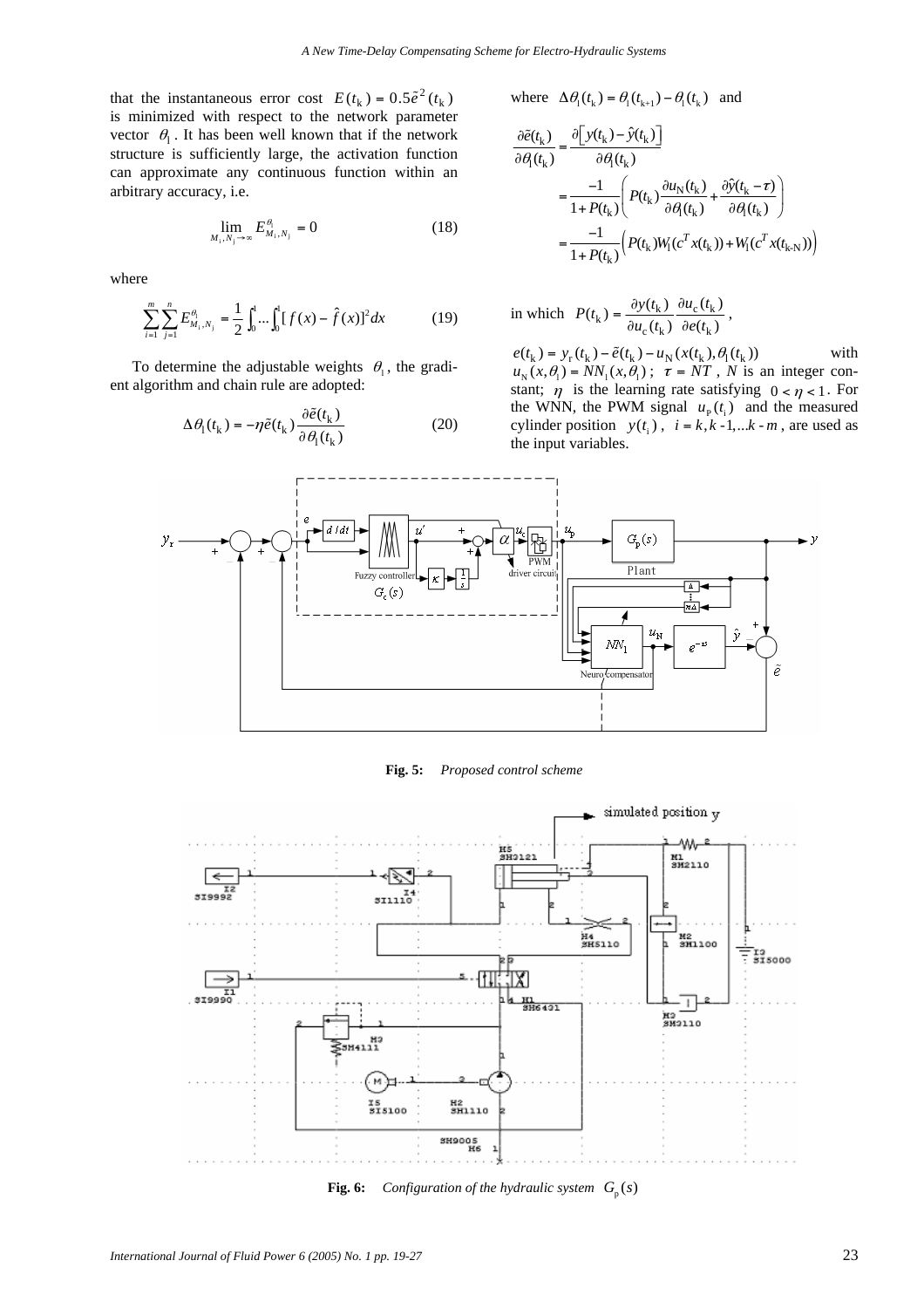that the instantaneous error cost $E(t_k) = 0.5\tilde{e}^2(t_k)$ is minimized with respect to the network parameter vector $\theta_l$. It has been well known that if the network structure is sufficiently large, the activation function can approximate any continuous function within an arbitrary accuracy, i.e.

$$\lim_{M_i, N_j \to \infty} E^{\theta_l}_{M_i, N_j} = 0 \tag{18}$$

where

$$\sum_{i=1}^{m}\sum_{j=1}^{n} E^{\theta_l}_{M_i, N_j} = \frac{1}{2}\int_0^1 \ldots \int_0^1 [f(x) - \hat{f}(x)]^2 dx \tag{19}$$

To determine the adjustable weights $\theta_l$, the gradient algorithm and chain rule are adopted:

$$\Delta\theta_l(t_k) = -\eta\tilde{e}(t_k)\frac{\partial\tilde{e}(t_k)}{\partial\theta_l(t_k)} \tag{20}$$

where $\Delta\theta_l(t_k) = \theta_l(t_{k+1}) - \theta_l(t_k)$ and

$$\begin{aligned}
\frac{\partial\tilde{e}(t_k)}{\partial\theta_l(t_k)} &= \frac{\partial\left[y(t_k) - \hat{y}(t_k)\right]}{\partial\theta_l(t_k)} \\
&= \frac{-1}{1+P(t_k)}\left(P(t_k)\frac{\partial u_N(t_k)}{\partial\theta_l(t_k)} + \frac{\partial\hat{y}(t_k - \tau)}{\partial\theta_l(t_k)}\right) \\
&= \frac{-1}{1+P(t_k)}\left(P(t_k)W_l(c^T x(t_k)) + W_l(c^T x(t_{k\text{-}N}))\right)
\end{aligned}$$

in which $P(t_k) = \dfrac{\partial y(t_k)}{\partial u_c(t_k)}\dfrac{\partial u_c(t_k)}{\partial e(t_k)}$,

$e(t_k) = y_r(t_k) - \tilde{e}(t_k) - u_N(x(t_k), \theta_l(t_k))$ with $u_N(x, \theta_l) = NN_l(x, \theta_l)$; $\tau = NT$, $N$ is an integer constant; $\eta$ is the learning rate satisfying $0 < \eta < 1$. For the WNN, the PWM signal $u_p(t_i)$ and the measured cylinder position $y(t_i)$, $i = k, k\text{-}1, \ldots k\text{-}m$, are used as the input variables.

**Fig. 5:** *Proposed control scheme*

**Fig. 6:** *Configuration of the hydraulic system $G_p(s)$*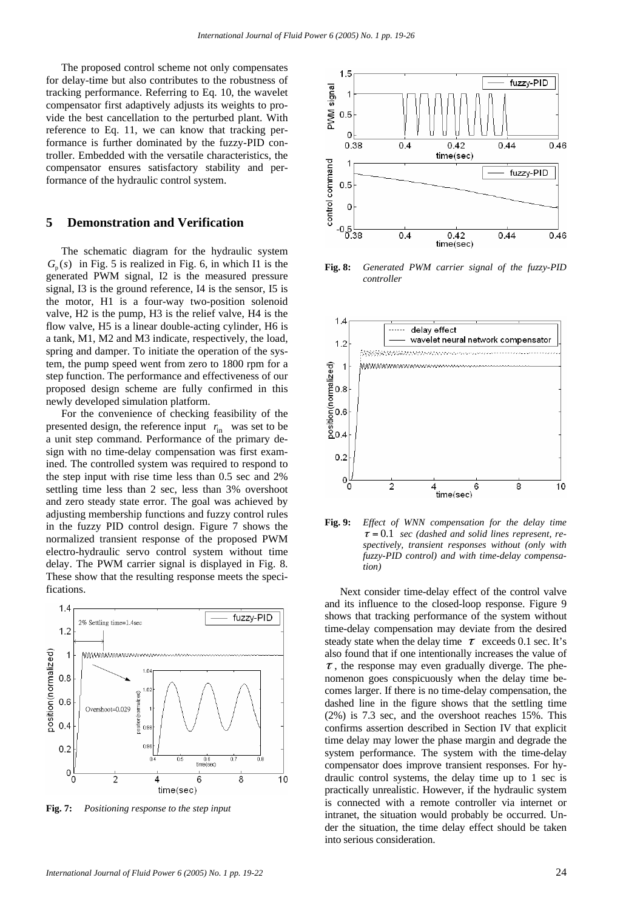The proposed control scheme not only compensates for delay-time but also contributes to the robustness of tracking performance. Referring to Eq. 10, the wavelet compensator first adaptively adjusts its weights to provide the best cancellation to the perturbed plant. With reference to Eq. 11, we can know that tracking performance is further dominated by the fuzzy-PID controller. Embedded with the versatile characteristics, the compensator ensures satisfactory stability and performance of the hydraulic control system.

## 5 Demonstration and Verification

The schematic diagram for the hydraulic system $G_p(s)$ in Fig. 5 is realized in Fig. 6, in which I1 is the generated PWM signal, I2 is the measured pressure signal, I3 is the ground reference, I4 is the sensor, I5 is the motor, H1 is a four-way two-position solenoid valve, H2 is the pump, H3 is the relief valve, H4 is the flow valve, H5 is a linear double-acting cylinder, H6 is a tank, M1, M2 and M3 indicate, respectively, the load, spring and damper. To initiate the operation of the system, the pump speed went from zero to 1800 rpm for a step function. The performance and effectiveness of our proposed design scheme are fully confirmed in this newly developed simulation platform.

For the convenience of checking feasibility of the presented design, the reference input $r_{in}$ was set to be a unit step command. Performance of the primary design with no time-delay compensation was first examined. The controlled system was required to respond to the step input with rise time less than 0.5 sec and 2% settling time less than 2 sec, less than 3% overshoot and zero steady state error. The goal was achieved by adjusting membership functions and fuzzy control rules in the fuzzy PID control design. Figure 7 shows the normalized transient response of the proposed PWM electro-hydraulic servo control system without time delay. The PWM carrier signal is displayed in Fig. 8. These show that the resulting response meets the specifications.

**Fig. 7:** *Positioning response to the step input*

**Fig. 8:** *Generated PWM carrier signal of the fuzzy-PID controller*

**Fig. 9:** *Effect of WNN compensation for the delay time $\tau = 0.1$ sec (dashed and solid lines represent, respectively, transient responses without (only with fuzzy-PID control) and with time-delay compensation)*

Next consider time-delay effect of the control valve and its influence to the closed-loop response. Figure 9 shows that tracking performance of the system without time-delay compensation may deviate from the desired steady state when the delay time $\tau$ exceeds 0.1 sec. It's also found that if one intentionally increases the value of $\tau$, the response may even gradually diverge. The phenomenon goes conspicuously when the delay time becomes larger. If there is no time-delay compensation, the dashed line in the figure shows that the settling time (2%) is 7.3 sec, and the overshoot reaches 15%. This confirms assertion described in Section IV that explicit time delay may lower the phase margin and degrade the system performance. The system with the time-delay compensator does improve transient responses. For hydraulic control systems, the delay time up to 1 sec is practically unrealistic. However, if the hydraulic system is connected with a remote controller via internet or intranet, the situation would probably be occurred. Under the situation, the time delay effect should be taken into serious consideration.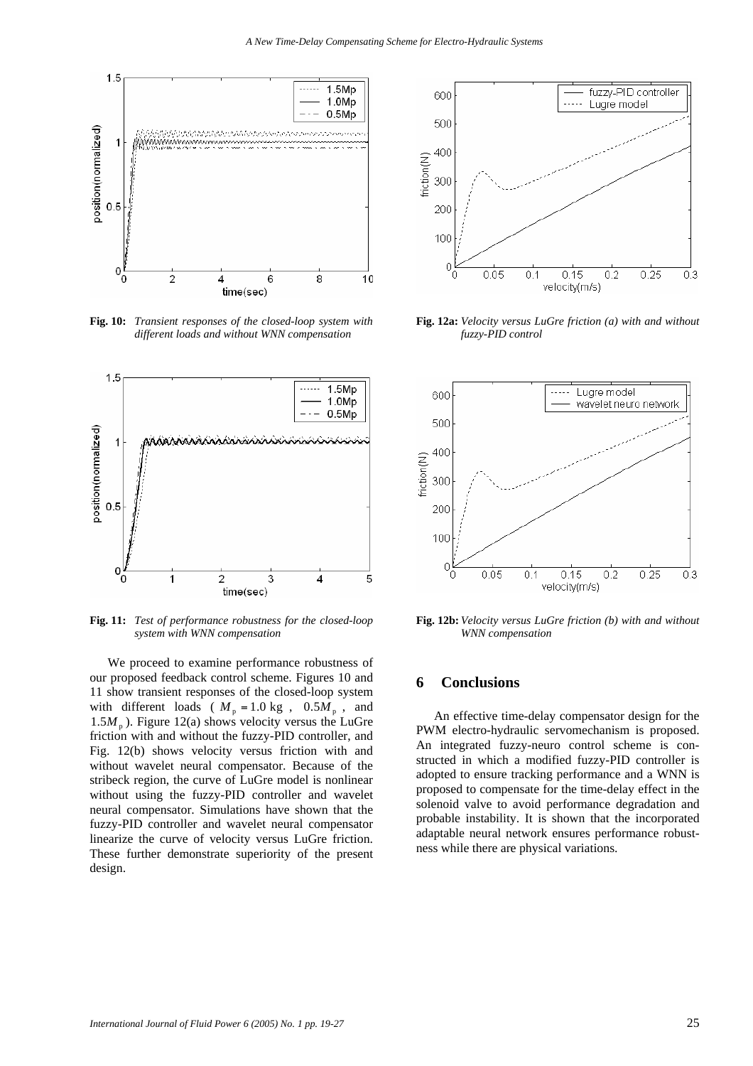**Fig. 10:** *Transient responses of the closed-loop system with different loads and without WNN compensation*

**Fig. 11:** *Test of performance robustness for the closed-loop system with WNN compensation*

We proceed to examine performance robustness of our proposed feedback control scheme. Figures 10 and 11 show transient responses of the closed-loop system with different loads ( $M_p = 1.0$ kg , $0.5M_p$ , and $1.5M_p$ ). Figure 12(a) shows velocity versus the LuGre friction with and without the fuzzy-PID controller, and Fig. 12(b) shows velocity versus friction with and without wavelet neural compensator. Because of the stribeck region, the curve of LuGre model is nonlinear without using the fuzzy-PID controller and wavelet neural compensator. Simulations have shown that the fuzzy-PID controller and wavelet neural compensator linearize the curve of velocity versus LuGre friction. These further demonstrate superiority of the present design.

**Fig. 12a:** *Velocity versus LuGre friction (a) with and without fuzzy-PID control*

**Fig. 12b:** *Velocity versus LuGre friction (b) with and without WNN compensation*

## 6 Conclusions

An effective time-delay compensator design for the PWM electro-hydraulic servomechanism is proposed. An integrated fuzzy-neuro control scheme is constructed in which a modified fuzzy-PID controller is adopted to ensure tracking performance and a WNN is proposed to compensate for the time-delay effect in the solenoid valve to avoid performance degradation and probable instability. It is shown that the incorporated adaptable neural network ensures performance robustness while there are physical variations.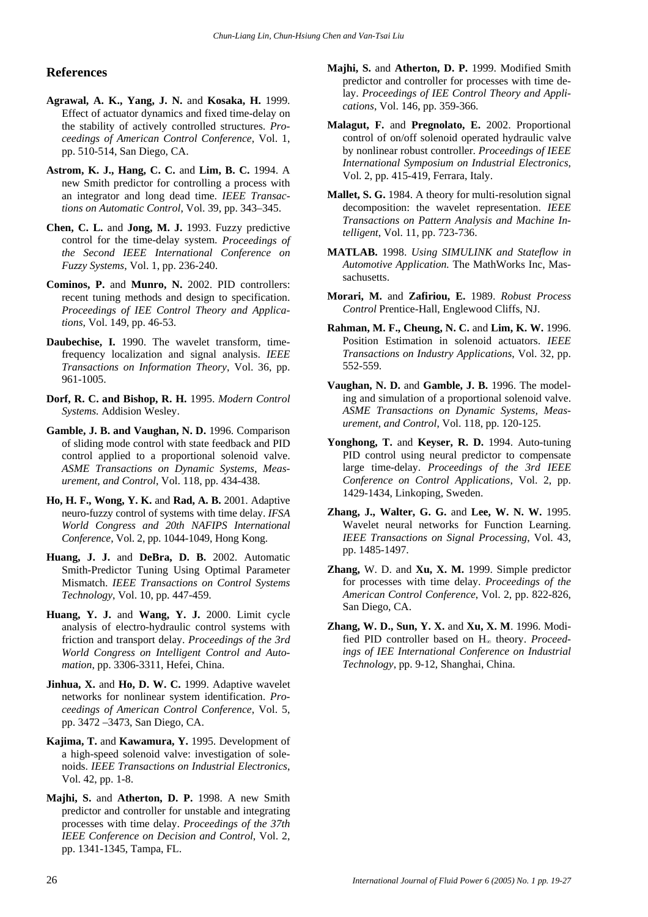## References

**Agrawal, A. K., Yang, J. N.** and **Kosaka, H.** 1999. Effect of actuator dynamics and fixed time-delay on the stability of actively controlled structures. *Proceedings of American Control Conference*, Vol. 1, pp. 510-514, San Diego, CA.

**Astrom, K. J., Hang, C. C.** and **Lim, B. C.** 1994. A new Smith predictor for controlling a process with an integrator and long dead time. *IEEE Transactions on Automatic Control*, Vol. 39, pp. 343–345.

**Chen, C. L.** and **Jong, M. J.** 1993. Fuzzy predictive control for the time-delay system. *Proceedings of the Second IEEE International Conference on Fuzzy Systems*, Vol. 1, pp. 236-240.

**Cominos, P.** and **Munro, N.** 2002. PID controllers: recent tuning methods and design to specification. *Proceedings of IEE Control Theory and Applications*, Vol. 149, pp. 46-53.

**Daubechise, I.** 1990. The wavelet transform, time-frequency localization and signal analysis. *IEEE Transactions on Information Theory*, Vol. 36, pp. 961-1005.

**Dorf, R. C. and Bishop, R. H.** 1995. *Modern Control Systems.* Addision Wesley.

**Gamble, J. B. and Vaughan, N. D.** 1996. Comparison of sliding mode control with state feedback and PID control applied to a proportional solenoid valve. *ASME Transactions on Dynamic Systems, Measurement, and Control*, Vol. 118, pp. 434-438.

**Ho, H. F., Wong, Y. K.** and **Rad, A. B.** 2001. Adaptive neuro-fuzzy control of systems with time delay. *IFSA World Congress and 20th NAFIPS International Conference*, Vol. 2, pp. 1044-1049, Hong Kong.

**Huang, J. J.** and **DeBra, D. B.** 2002. Automatic Smith-Predictor Tuning Using Optimal Parameter Mismatch. *IEEE Transactions on Control Systems Technology*, Vol. 10, pp. 447-459.

**Huang, Y. J.** and **Wang, Y. J.** 2000. Limit cycle analysis of electro-hydraulic control systems with friction and transport delay. *Proceedings of the 3rd World Congress on Intelligent Control and Automation*, pp. 3306-3311, Hefei, China.

**Jinhua, X.** and **Ho, D. W. C.** 1999. Adaptive wavelet networks for nonlinear system identification. *Proceedings of American Control Conference*, Vol. 5, pp. 3472 –3473, San Diego, CA.

**Kajima, T.** and **Kawamura, Y.** 1995. Development of a high-speed solenoid valve: investigation of solenoids. *IEEE Transactions on Industrial Electronics*, Vol. 42, pp. 1-8.

**Majhi, S.** and **Atherton, D. P.** 1998. A new Smith predictor and controller for unstable and integrating processes with time delay. *Proceedings of the 37th IEEE Conference on Decision and Control*, Vol. 2, pp. 1341-1345, Tampa, FL.

**Majhi, S.** and **Atherton, D. P.** 1999. Modified Smith predictor and controller for processes with time delay. *Proceedings of IEE Control Theory and Applications*, Vol. 146, pp. 359-366.

**Malagut, F.** and **Pregnolato, E.** 2002. Proportional control of on/off solenoid operated hydraulic valve by nonlinear robust controller. *Proceedings of IEEE International Symposium on Industrial Electronics*, Vol. 2, pp. 415-419, Ferrara, Italy.

**Mallet, S. G.** 1984. A theory for multi-resolution signal decomposition: the wavelet representation. *IEEE Transactions on Pattern Analysis and Machine Intelligent*, Vol. 11, pp. 723-736.

**MATLAB.** 1998. *Using SIMULINK and Stateflow in Automotive Application.* The MathWorks Inc, Massachusetts.

**Morari, M.** and **Zafiriou, E.** 1989. *Robust Process Control* Prentice-Hall, Englewood Cliffs, NJ.

**Rahman, M. F., Cheung, N. C.** and **Lim, K. W.** 1996. Position Estimation in solenoid actuators. *IEEE Transactions on Industry Applications*, Vol. 32, pp. 552-559.

**Vaughan, N. D.** and **Gamble, J. B.** 1996. The modeling and simulation of a proportional solenoid valve. *ASME Transactions on Dynamic Systems, Measurement, and Control*, Vol. 118, pp. 120-125.

**Yonghong, T.** and **Keyser, R. D.** 1994. Auto-tuning PID control using neural predictor to compensate large time-delay. *Proceedings of the 3rd IEEE Conference on Control Applications*, Vol. 2, pp. 1429-1434, Linkoping, Sweden.

**Zhang, J., Walter, G. G.** and **Lee, W. N. W.** 1995. Wavelet neural networks for Function Learning. *IEEE Transactions on Signal Processing*, Vol. 43, pp. 1485-1497.

**Zhang,** W. D. and **Xu, X. M.** 1999. Simple predictor for processes with time delay. *Proceedings of the American Control Conference*, Vol. 2, pp. 822-826, San Diego, CA.

**Zhang, W. D., Sun, Y. X.** and **Xu, X. M**. 1996. Modified PID controller based on $H_\infty$ theory. *Proceedings of IEE International Conference on Industrial Technology*, pp. 9-12, Shanghai, China.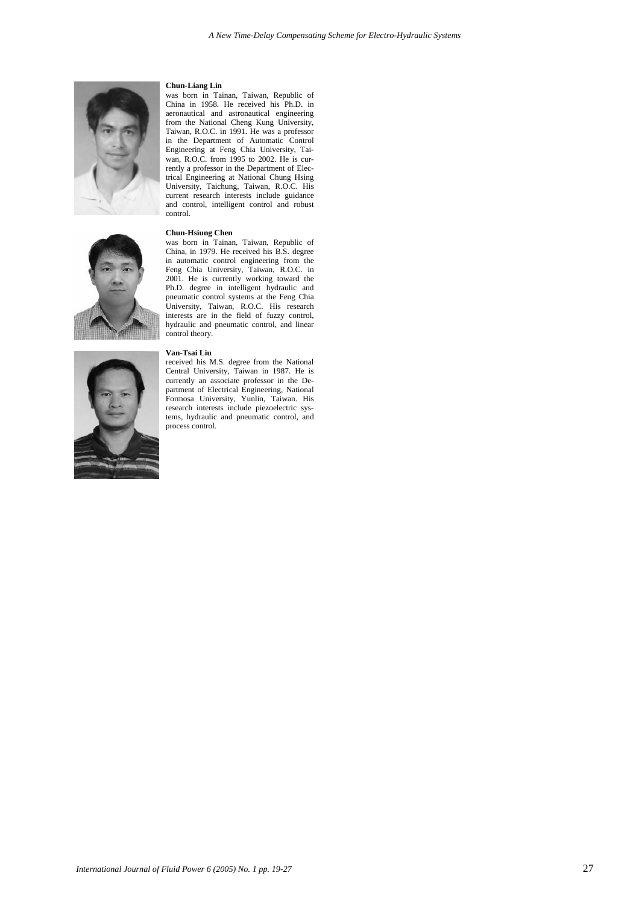**Chun-Liang Lin**
was born in Tainan, Taiwan, Republic of China in 1958. He received his Ph.D. in aeronautical and astronautical engineering from the National Cheng Kung University, Taiwan, R.O.C. in 1991. He was a professor in the Department of Automatic Control Engineering at Feng Chia University, Taiwan, R.O.C. from 1995 to 2002. He is currently a professor in the Department of Electrical Engineering at National Chung Hsing University, Taichung, Taiwan, R.O.C. His current research interests include guidance and control, intelligent control and robust control.

**Chun-Hsiung Chen**
was born in Tainan, Taiwan, Republic of China, in 1979. He received his B.S. degree in automatic control engineering from the Feng Chia University, Taiwan, R.O.C. in 2001. He is currently working toward the Ph.D. degree in intelligent hydraulic and pneumatic control systems at the Feng Chia University, Taiwan, R.O.C. His research interests are in the field of fuzzy control, hydraulic and pneumatic control, and linear control theory.

**Van-Tsai Liu**
received his M.S. degree from the National Central University, Taiwan in 1987. He is currently an associate professor in the Department of Electrical Engineering, National Formosa University, Yunlin, Taiwan. His research interests include piezoelectric systems, hydraulic and pneumatic control, and process control.